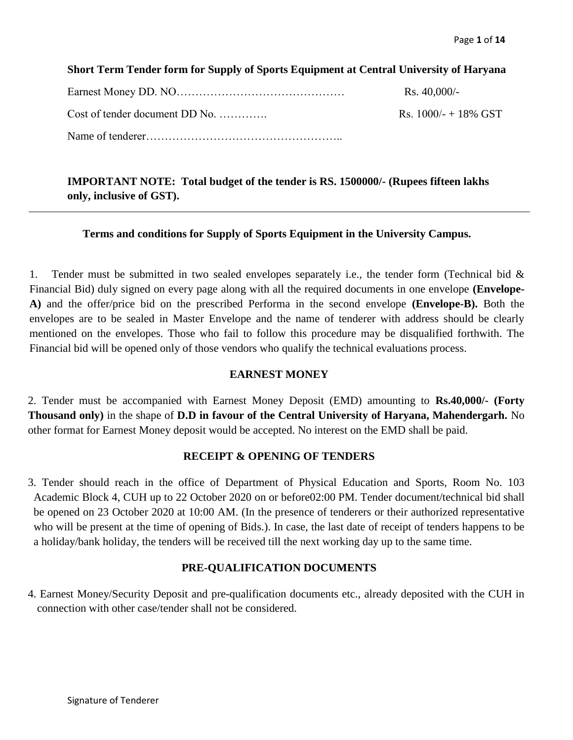**Short Term Tender form for Supply of Sports Equipment at Central University of Haryana**

Earnest Money DD. NO……………………………………… Rs. 40,000/-

Cost of tender document DD No. …………. Rs. 1000/- + 18% GST

Name of tenderer……………………………………………..

**IMPORTANT NOTE: Total budget of the tender is RS. 1500000/- (Rupees fifteen lakhs only, inclusive of GST).**

---

**Terms and conditions for Supply of Sports Equipment in the University Campus.**

1. Tender must be submitted in two sealed envelopes separately i.e., the tender form (Technical bid & Financial Bid) duly signed on every page along with all the required documents in one envelope **(Envelope-A)** and the offer/price bid on the prescribed Performa in the second envelope **(Envelope-B).** Both the envelopes are to be sealed in Master Envelope and the name of tenderer with address should be clearly mentioned on the envelopes. Those who fail to follow this procedure may be disqualified forthwith. The Financial bid will be opened only of those vendors who qualify the technical evaluations process.

**EARNEST MONEY**

2. Tender must be accompanied with Earnest Money Deposit (EMD) amounting to **Rs.40,000/- (Forty Thousand only)** in the shape of **D.D in favour of the Central University of Haryana, Mahendergarh.** No other format for Earnest Money deposit would be accepted. No interest on the EMD shall be paid.

**RECEIPT & OPENING OF TENDERS**

3. Tender should reach in the office of Department of Physical Education and Sports, Room No. 103 Academic Block 4, CUH up to 22 October 2020 on or before02:00 PM. Tender document/technical bid shall be opened on 23 October 2020 at 10:00 AM. (In the presence of tenderers or their authorized representative who will be present at the time of opening of Bids.). In case, the last date of receipt of tenders happens to be a holiday/bank holiday, the tenders will be received till the next working day up to the same time.

**PRE-QUALIFICATION DOCUMENTS**

4. Earnest Money/Security Deposit and pre-qualification documents etc., already deposited with the CUH in connection with other case/tender shall not be considered.

Signature of Tenderer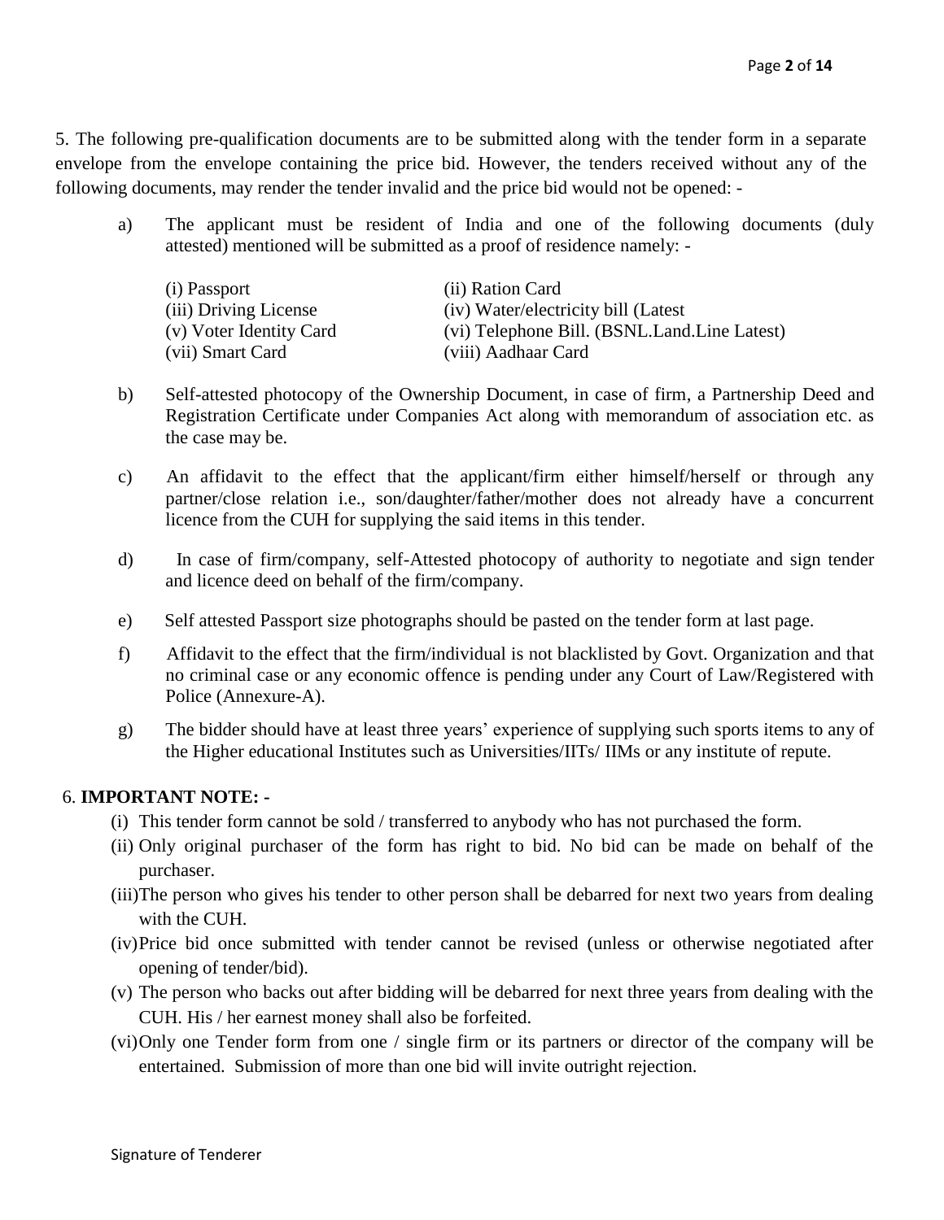5. The following pre-qualification documents are to be submitted along with the tender form in a separate envelope from the envelope containing the price bid. However, the tenders received without any of the following documents, may render the tender invalid and the price bid would not be opened: -

a) The applicant must be resident of India and one of the following documents (duly attested) mentioned will be submitted as a proof of residence namely: -

| | |
|---|---|
| (i) Passport | (ii) Ration Card |
| (iii) Driving License | (iv) Water/electricity bill (Latest |
| (v) Voter Identity Card | (vi) Telephone Bill. (BSNL.Land.Line Latest) |
| (vii) Smart Card | (viii) Aadhaar Card |

b) Self-attested photocopy of the Ownership Document, in case of firm, a Partnership Deed and Registration Certificate under Companies Act along with memorandum of association etc. as the case may be.

c) An affidavit to the effect that the applicant/firm either himself/herself or through any partner/close relation i.e., son/daughter/father/mother does not already have a concurrent licence from the CUH for supplying the said items in this tender.

d) In case of firm/company, self-Attested photocopy of authority to negotiate and sign tender and licence deed on behalf of the firm/company.

e) Self attested Passport size photographs should be pasted on the tender form at last page.

f) Affidavit to the effect that the firm/individual is not blacklisted by Govt. Organization and that no criminal case or any economic offence is pending under any Court of Law/Registered with Police (Annexure-A).

g) The bidder should have at least three years' experience of supplying such sports items to any of the Higher educational Institutes such as Universities/IITs/ IIMs or any institute of repute.

6. **IMPORTANT NOTE: -**

(i) This tender form cannot be sold / transferred to anybody who has not purchased the form.

(ii) Only original purchaser of the form has right to bid. No bid can be made on behalf of the purchaser.

(iii) The person who gives his tender to other person shall be debarred for next two years from dealing with the CUH.

(iv) Price bid once submitted with tender cannot be revised (unless or otherwise negotiated after opening of tender/bid).

(v) The person who backs out after bidding will be debarred for next three years from dealing with the CUH. His / her earnest money shall also be forfeited.

(vi) Only one Tender form from one / single firm or its partners or director of the company will be entertained. Submission of more than one bid will invite outright rejection.

Signature of Tenderer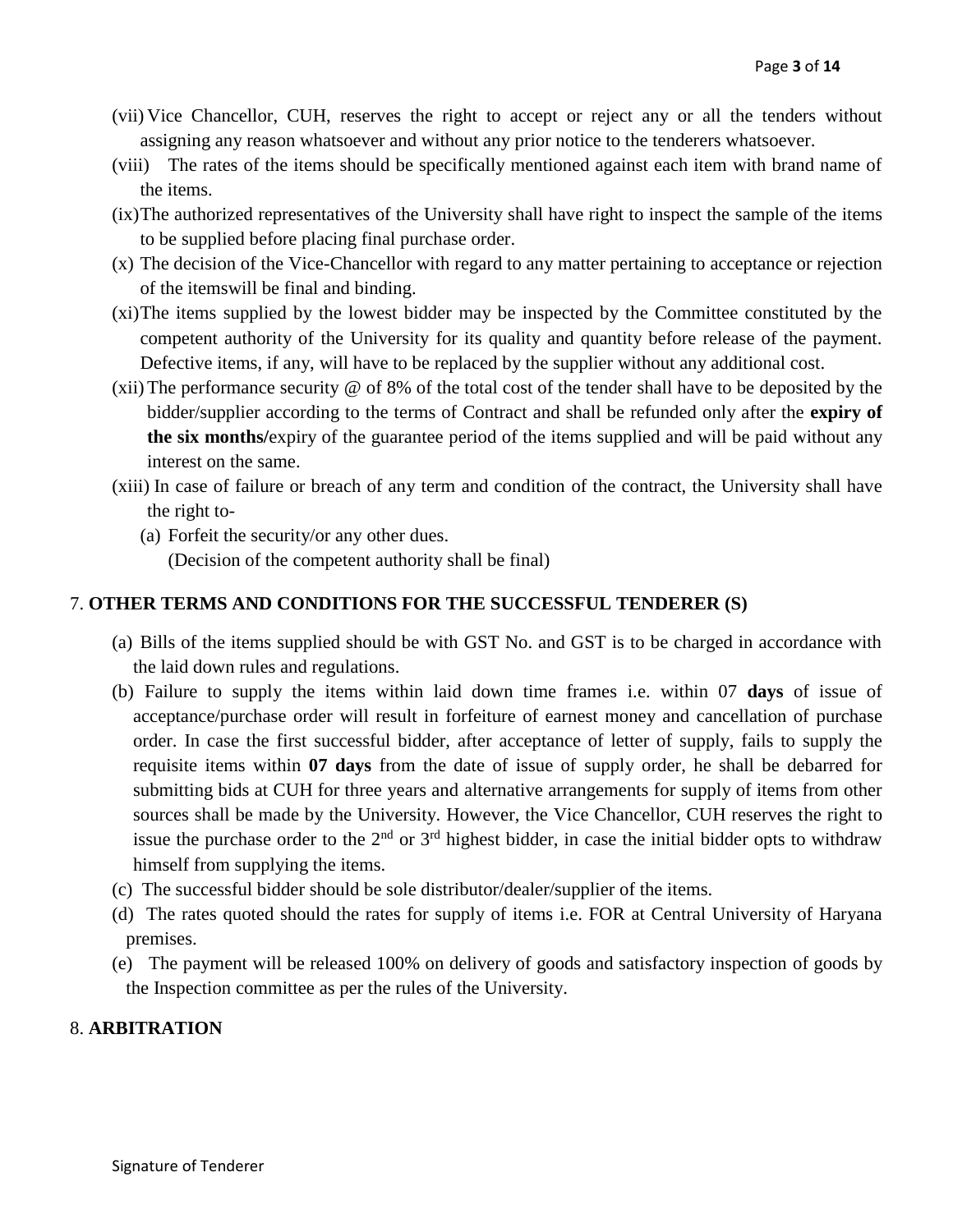(vii) Vice Chancellor, CUH, reserves the right to accept or reject any or all the tenders without assigning any reason whatsoever and without any prior notice to the tenderers whatsoever.

(viii) The rates of the items should be specifically mentioned against each item with brand name of the items.

(ix) The authorized representatives of the University shall have right to inspect the sample of the items to be supplied before placing final purchase order.

(x) The decision of the Vice-Chancellor with regard to any matter pertaining to acceptance or rejection of the itemswill be final and binding.

(xi) The items supplied by the lowest bidder may be inspected by the Committee constituted by the competent authority of the University for its quality and quantity before release of the payment. Defective items, if any, will have to be replaced by the supplier without any additional cost.

(xii) The performance security @ of 8% of the total cost of the tender shall have to be deposited by the bidder/supplier according to the terms of Contract and shall be refunded only after the **expiry of the six months/**expiry of the guarantee period of the items supplied and will be paid without any interest on the same.

(xiii) In case of failure or breach of any term and condition of the contract, the University shall have the right to-

(a) Forfeit the security/or any other dues.
(Decision of the competent authority shall be final)

## 7. OTHER TERMS AND CONDITIONS FOR THE SUCCESSFUL TENDERER (S)

(a) Bills of the items supplied should be with GST No. and GST is to be charged in accordance with the laid down rules and regulations.

(b) Failure to supply the items within laid down time frames i.e. within 07 **days** of issue of acceptance/purchase order will result in forfeiture of earnest money and cancellation of purchase order. In case the first successful bidder, after acceptance of letter of supply, fails to supply the requisite items within **07 days** from the date of issue of supply order, he shall be debarred for submitting bids at CUH for three years and alternative arrangements for supply of items from other sources shall be made by the University. However, the Vice Chancellor, CUH reserves the right to issue the purchase order to the 2nd or 3rd highest bidder, in case the initial bidder opts to withdraw himself from supplying the items.

(c) The successful bidder should be sole distributor/dealer/supplier of the items.

(d) The rates quoted should the rates for supply of items i.e. FOR at Central University of Haryana premises.

(e) The payment will be released 100% on delivery of goods and satisfactory inspection of goods by the Inspection committee as per the rules of the University.

## 8. ARBITRATION

Signature of Tenderer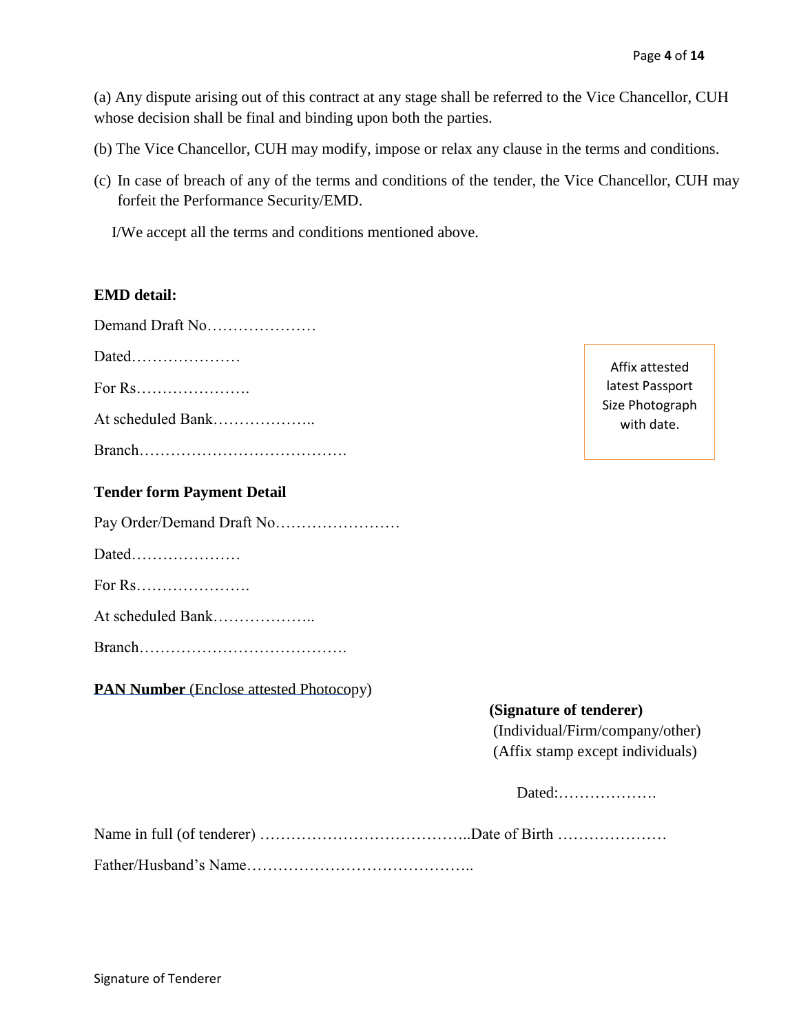(a) Any dispute arising out of this contract at any stage shall be referred to the Vice Chancellor, CUH whose decision shall be final and binding upon both the parties.

(b) The Vice Chancellor, CUH may modify, impose or relax any clause in the terms and conditions.

(c) In case of breach of any of the terms and conditions of the tender, the Vice Chancellor, CUH may forfeit the Performance Security/EMD.

I/We accept all the terms and conditions mentioned above.

**EMD detail:**

Demand Draft No…………………

Dated…………………

For Rs………………….

At scheduled Bank………………..

Branch………………………………….

Affix attested latest Passport Size Photograph with date.

**Tender form Payment Detail**

Pay Order/Demand Draft No……………………

Dated…………………

For Rs………………….

At scheduled Bank………………..

Branch………………………………….

**PAN Number** (Enclose attested Photocopy)

**(Signature of tenderer)**
(Individual/Firm/company/other)
(Affix stamp except individuals)

Dated:……………….

Name in full (of tenderer) …………………………………..Date of Birth …………………

Father/Husband's Name……………………………………..

Signature of Tenderer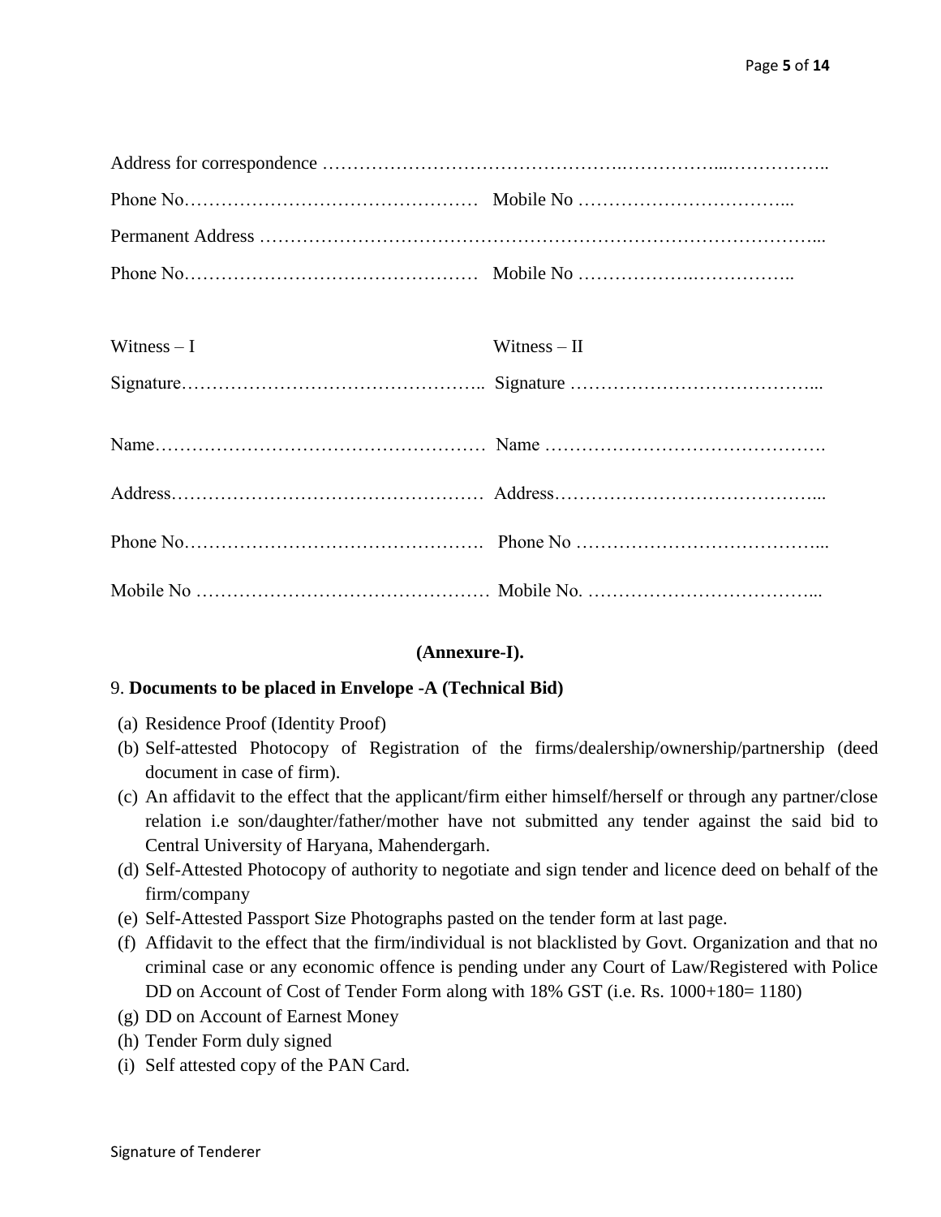Address for correspondence …………………………………………………………………………………..

Phone No………………………………………… Mobile No ……………………………...

Permanent Address ……………………………………………………………………………...

Phone No………………………………………… Mobile No ……………….…………..

| Witness – I | Witness – II |
|---|---|
| Signature………………………………………….. | Signature …………………………………... |
| Name……………………………………………… | Name ………………………………………. |
| Address…………………………………………… | Address……………………………………... |
| Phone No…………………………………………. | Phone No …………………………………... |
| Mobile No ……………………………………….. | Mobile No. ………………………………... |

**(Annexure-I).**

9. **Documents to be placed in Envelope -A (Technical Bid)**

(a) Residence Proof (Identity Proof)
(b) Self-attested Photocopy of Registration of the firms/dealership/ownership/partnership (deed document in case of firm).
(c) An affidavit to the effect that the applicant/firm either himself/herself or through any partner/close relation i.e son/daughter/father/mother have not submitted any tender against the said bid to Central University of Haryana, Mahendergarh.
(d) Self-Attested Photocopy of authority to negotiate and sign tender and licence deed on behalf of the firm/company
(e) Self-Attested Passport Size Photographs pasted on the tender form at last page.
(f) Affidavit to the effect that the firm/individual is not blacklisted by Govt. Organization and that no criminal case or any economic offence is pending under any Court of Law/Registered with Police DD on Account of Cost of Tender Form along with 18% GST (i.e. Rs. 1000+180= 1180)
(g) DD on Account of Earnest Money
(h) Tender Form duly signed
(i) Self attested copy of the PAN Card.

Signature of Tenderer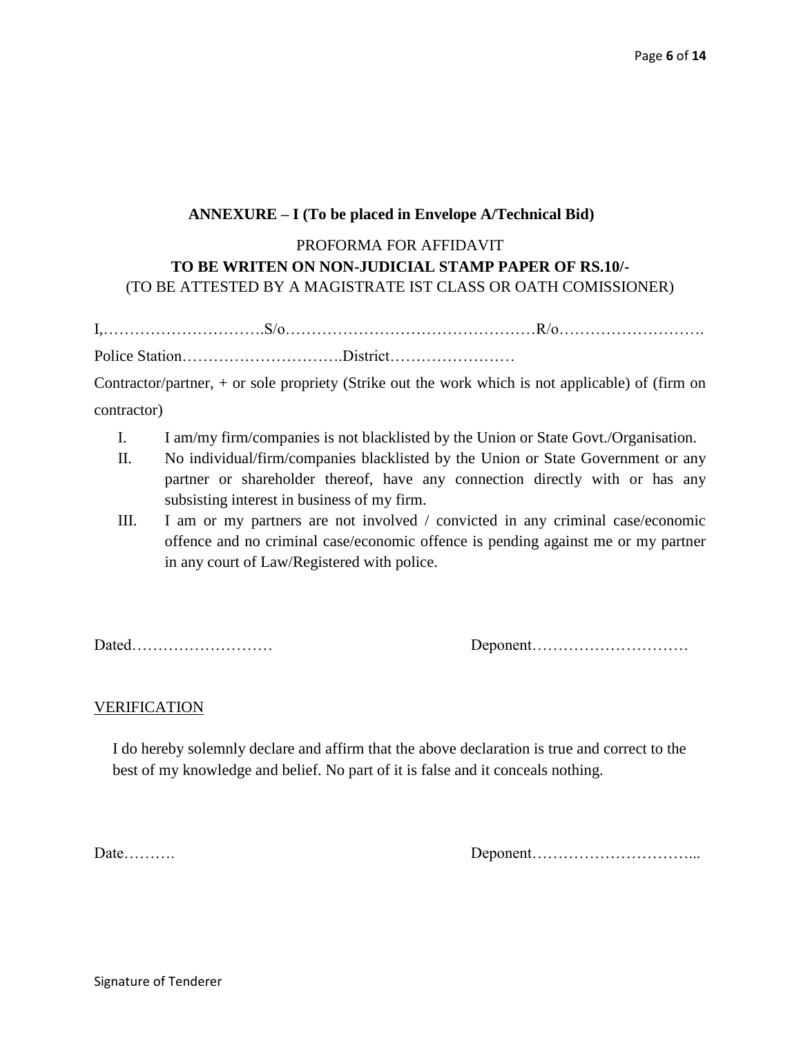**ANNEXURE – I (To be placed in Envelope A/Technical Bid)**

PROFORMA FOR AFFIDAVIT

**TO BE WRITEN ON NON-JUDICIAL STAMP PAPER OF RS.10/-**

(TO BE ATTESTED BY A MAGISTRATE IST CLASS OR OATH COMISSIONER)

I,………………………….S/o…………………………………………R/o……………………….

Police Station………………………….District……………………

Contractor/partner, + or sole propriety (Strike out the work which is not applicable) of (firm on contractor)

I. I am/my firm/companies is not blacklisted by the Union or State Govt./Organisation.
II. No individual/firm/companies blacklisted by the Union or State Government or any partner or shareholder thereof, have any connection directly with or has any subsisting interest in business of my firm.
III. I am or my partners are not involved / convicted in any criminal case/economic offence and no criminal case/economic offence is pending against me or my partner in any court of Law/Registered with police.

Dated………………………  Deponent…………………………

VERIFICATION

I do hereby solemnly declare and affirm that the above declaration is true and correct to the best of my knowledge and belief. No part of it is false and it conceals nothing.

Date……….  Deponent…………………………...

Signature of Tenderer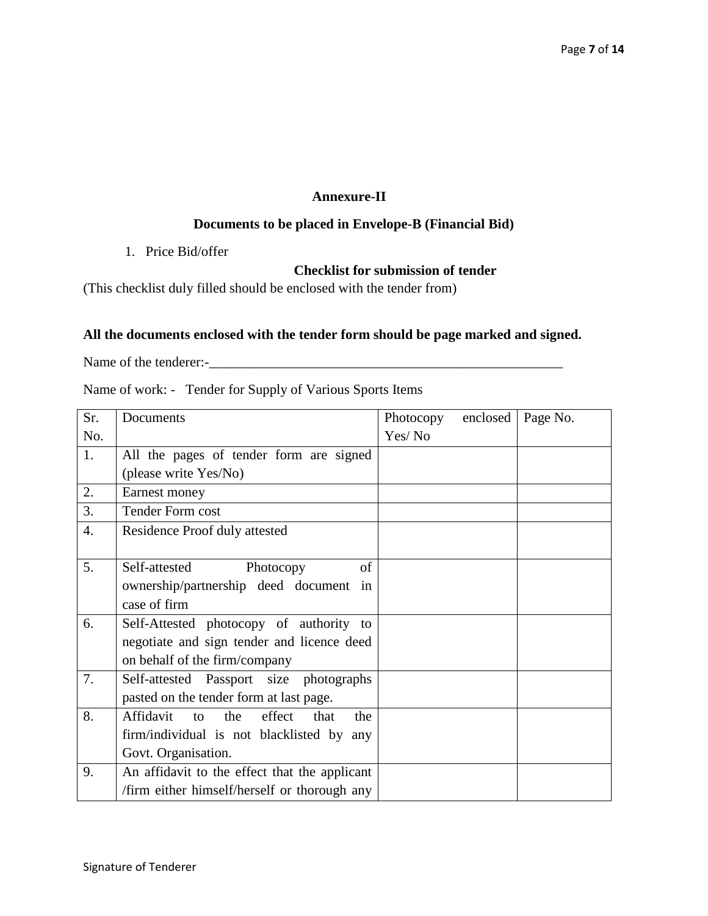## Annexure-II

### Documents to be placed in Envelope-B (Financial Bid)

1. Price Bid/offer

### Checklist for submission of tender

(This checklist duly filled should be enclosed with the tender from)

**All the documents enclosed with the tender form should be page marked and signed.**

Name of the tenderer:-_____________________________________________________

Name of work: - Tender for Supply of Various Sports Items

| Sr. No. | Documents | Photocopy enclosed Yes/ No | Page No. |
|---|---|---|---|
| 1. | All the pages of tender form are signed (please write Yes/No) | | |
| 2. | Earnest money | | |
| 3. | Tender Form cost | | |
| 4. | Residence Proof duly attested | | |
| 5. | Self-attested Photocopy of ownership/partnership deed document in case of firm | | |
| 6. | Self-Attested photocopy of authority to negotiate and sign tender and licence deed on behalf of the firm/company | | |
| 7. | Self-attested Passport size photographs pasted on the tender form at last page. | | |
| 8. | Affidavit to the effect that the firm/individual is not blacklisted by any Govt. Organisation. | | |
| 9. | An affidavit to the effect that the applicant /firm either himself/herself or thorough any | | |

Signature of Tenderer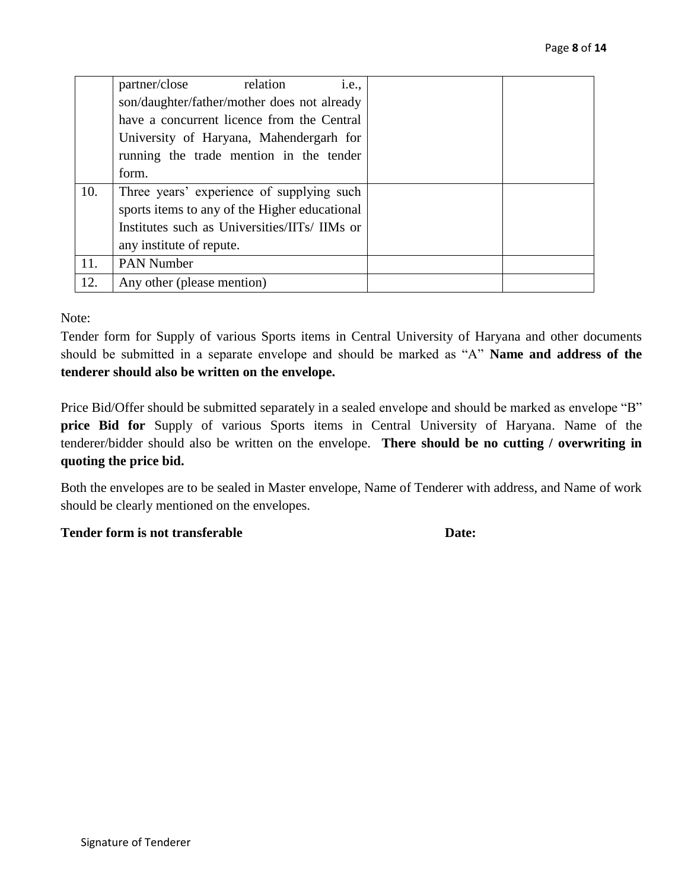| | | | |
|---|---|---|---|
| | partner/close relation i.e., son/daughter/father/mother does not already have a concurrent licence from the Central University of Haryana, Mahendergarh for running the trade mention in the tender form. | | |
| 10. | Three years' experience of supplying such sports items to any of the Higher educational Institutes such as Universities/IITs/ IIMs or any institute of repute. | | |
| 11. | PAN Number | | |
| 12. | Any other (please mention) | | |

Note:

Tender form for Supply of various Sports items in Central University of Haryana and other documents should be submitted in a separate envelope and should be marked as "A" **Name and address of the tenderer should also be written on the envelope.**

Price Bid/Offer should be submitted separately in a sealed envelope and should be marked as envelope "B" **price Bid for** Supply of various Sports items in Central University of Haryana. Name of the tenderer/bidder should also be written on the envelope. **There should be no cutting / overwriting in quoting the price bid.**

Both the envelopes are to be sealed in Master envelope, Name of Tenderer with address, and Name of work should be clearly mentioned on the envelopes.

**Tender form is not transferable** **Date:**

Signature of Tenderer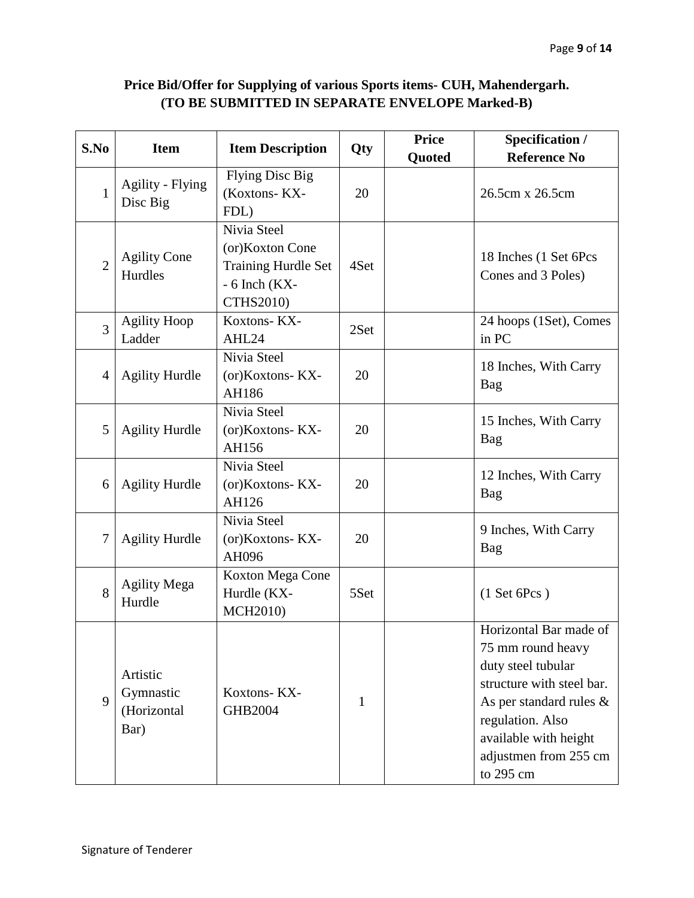**Price Bid/Offer for Supplying of various Sports items- CUH, Mahendergarh.**
**(TO BE SUBMITTED IN SEPARATE ENVELOPE Marked-B)**

| S.No | Item | Item Description | Qty | Price Quoted | Specification / Reference No |
|---|---|---|---|---|---|
| 1 | Agility - Flying Disc Big | Flying Disc Big (Koxtons- KX-FDL) | 20 | | 26.5cm x 26.5cm |
| 2 | Agility Cone Hurdles | Nivia Steel (or)Koxton Cone Training Hurdle Set - 6 Inch (KX-CTHS2010) | 4Set | | 18 Inches (1 Set 6Pcs Cones and 3 Poles) |
| 3 | Agility Hoop Ladder | Koxtons- KX-AHL24 | 2Set | | 24 hoops (1Set), Comes in PC |
| 4 | Agility Hurdle | Nivia Steel (or)Koxtons- KX-AH186 | 20 | | 18 Inches, With Carry Bag |
| 5 | Agility Hurdle | Nivia Steel (or)Koxtons- KX-AH156 | 20 | | 15 Inches, With Carry Bag |
| 6 | Agility Hurdle | Nivia Steel (or)Koxtons- KX-AH126 | 20 | | 12 Inches, With Carry Bag |
| 7 | Agility Hurdle | Nivia Steel (or)Koxtons- KX-AH096 | 20 | | 9 Inches, With Carry Bag |
| 8 | Agility Mega Hurdle | Koxton Mega Cone Hurdle (KX-MCH2010) | 5Set | | (1 Set 6Pcs ) |
| 9 | Artistic Gymnastic (Horizontal Bar) | Koxtons- KX-GHB2004 | 1 | | Horizontal Bar made of 75 mm round heavy duty steel tubular structure with steel bar. As per standard rules & regulation. Also available with height adjustmen from 255 cm to 295 cm |

Signature of Tenderer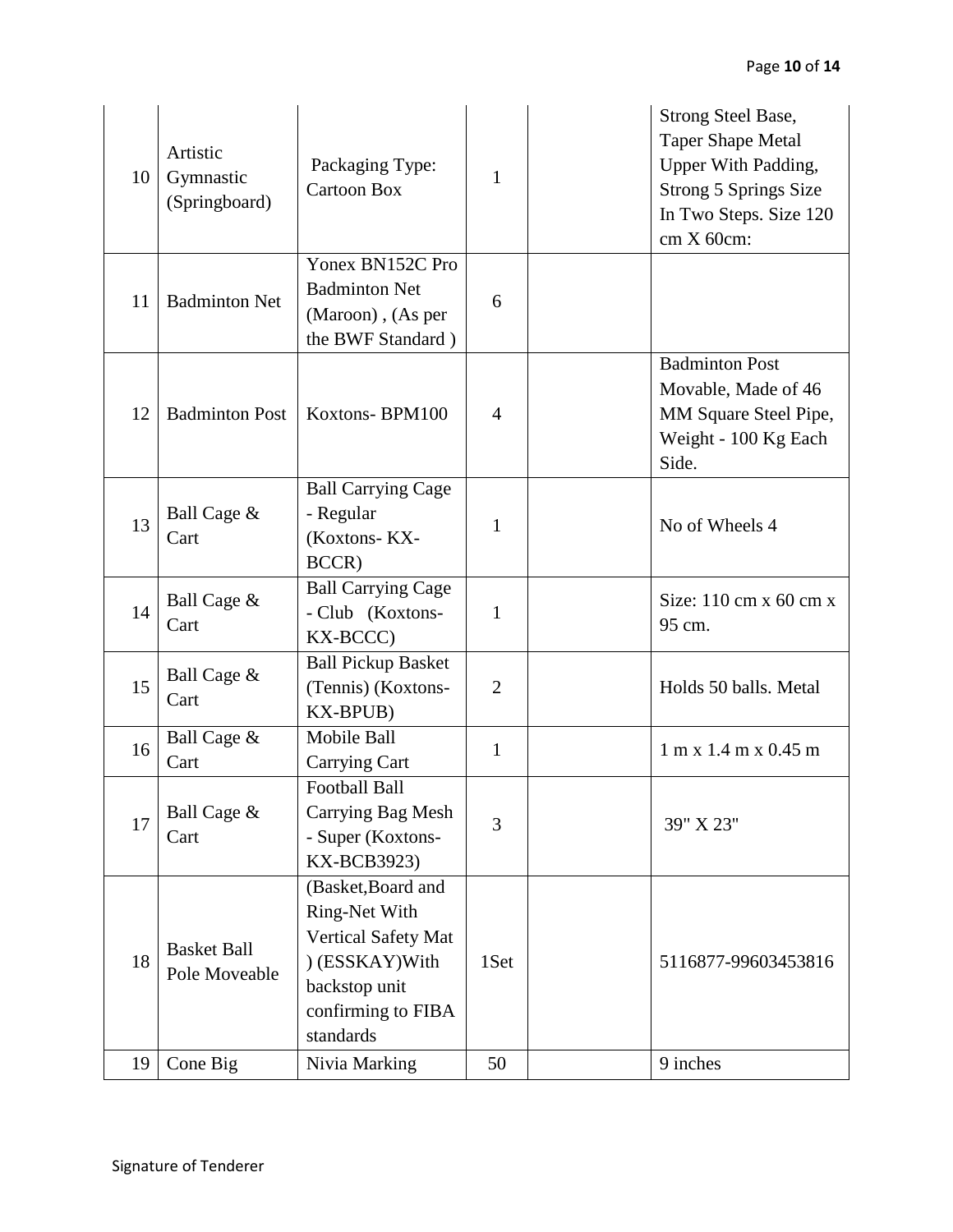| 10 | Artistic Gymnastic (Springboard) | Packaging Type: Cartoon Box | 1 | | Strong Steel Base, Taper Shape Metal Upper With Padding, Strong 5 Springs Size In Two Steps. Size 120 cm X 60cm: |
|---|---|---|---|---|---|
| 11 | Badminton Net | Yonex BN152C Pro Badminton Net (Maroon) , (As per the BWF Standard ) | 6 | | |
| 12 | Badminton Post | Koxtons- BPM100 | 4 | | Badminton Post Movable, Made of 46 MM Square Steel Pipe, Weight - 100 Kg Each Side. |
| 13 | Ball Cage & Cart | Ball Carrying Cage - Regular (Koxtons- KX-BCCR) | 1 | | No of Wheels 4 |
| 14 | Ball Cage & Cart | Ball Carrying Cage - Club (Koxtons-KX-BCCC) | 1 | | Size: 110 cm x 60 cm x 95 cm. |
| 15 | Ball Cage & Cart | Ball Pickup Basket (Tennis) (Koxtons-KX-BPUB) | 2 | | Holds 50 balls. Metal |
| 16 | Ball Cage & Cart | Mobile Ball Carrying Cart | 1 | | 1 m x 1.4 m x 0.45 m |
| 17 | Ball Cage & Cart | Football Ball Carrying Bag Mesh - Super (Koxtons-KX-BCB3923) | 3 | | 39" X 23" |
| 18 | Basket Ball Pole Moveable | (Basket,Board and Ring-Net With Vertical Safety Mat ) (ESSKAY)With backstop unit confirming to FIBA standards | 1Set | | 5116877-99603453816 |
| 19 | Cone Big | Nivia Marking | 50 | | 9 inches |

Signature of Tenderer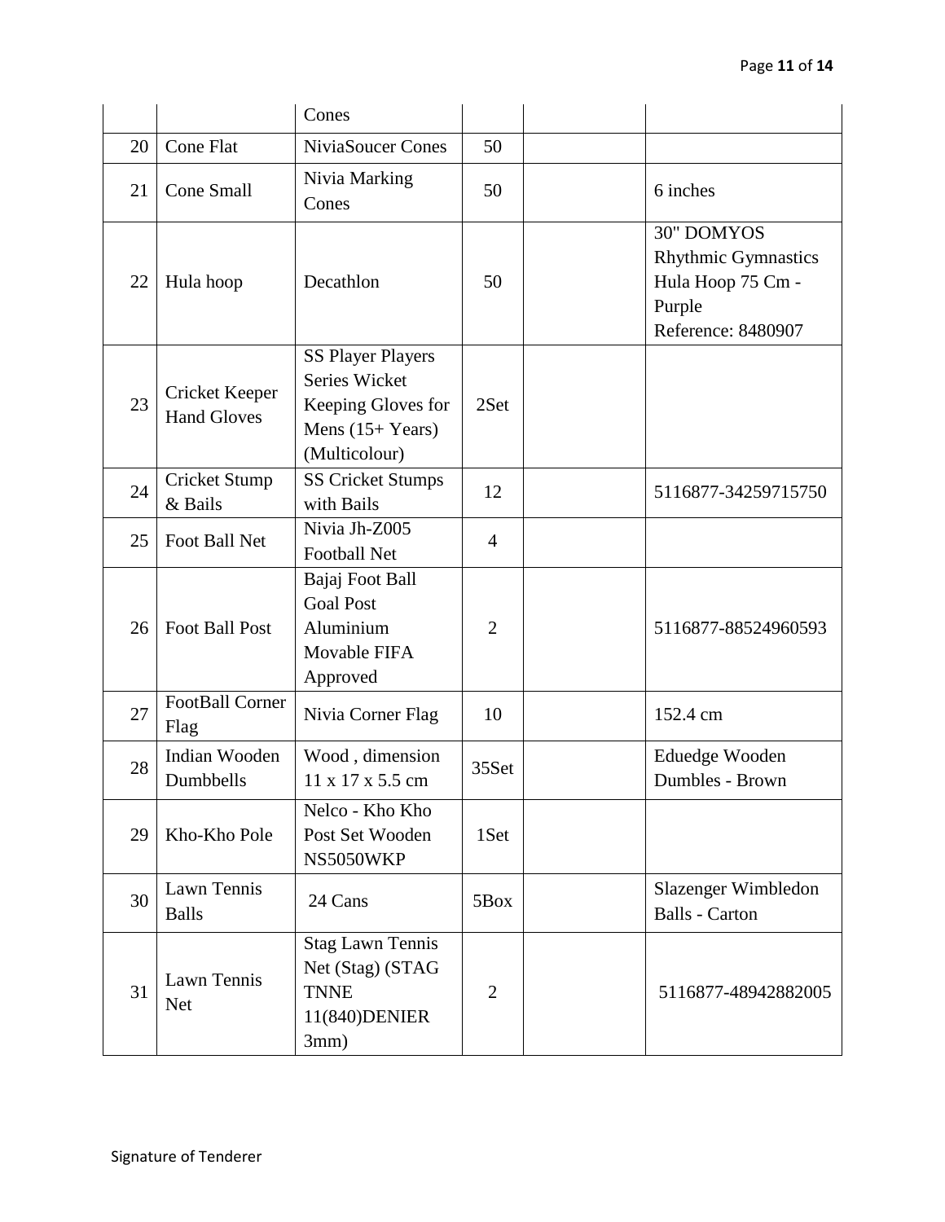| | | Cones | | | |
|---|---|---|---|---|---|
| 20 | Cone Flat | NiviaSoucer Cones | 50 | | |
| 21 | Cone Small | Nivia Marking Cones | 50 | | 6 inches |
| 22 | Hula hoop | Decathlon | 50 | | 30" DOMYOS Rhythmic Gymnastics Hula Hoop 75 Cm - Purple Reference: 8480907 |
| 23 | Cricket Keeper Hand Gloves | SS Player Players Series Wicket Keeping Gloves for Mens (15+ Years) (Multicolour) | 2Set | | |
| 24 | Cricket Stump & Bails | SS Cricket Stumps with Bails | 12 | | 5116877-34259715750 |
| 25 | Foot Ball Net | Nivia Jh-Z005 Football Net | 4 | | |
| 26 | Foot Ball Post | Bajaj Foot Ball Goal Post Aluminium Movable FIFA Approved | 2 | | 5116877-88524960593 |
| 27 | FootBall Corner Flag | Nivia Corner Flag | 10 | | 152.4 cm |
| 28 | Indian Wooden Dumbbells | Wood , dimension 11 x 17 x 5.5 cm | 35Set | | Eduedge Wooden Dumbles - Brown |
| 29 | Kho-Kho Pole | Nelco - Kho Kho Post Set Wooden NS5050WKP | 1Set | | |
| 30 | Lawn Tennis Balls | 24 Cans | 5Box | | Slazenger Wimbledon Balls - Carton |
| 31 | Lawn Tennis Net | Stag Lawn Tennis Net (Stag) (STAG TNNE 11(840)DENIER 3mm) | 2 | | 5116877-48942882005 |

Signature of Tenderer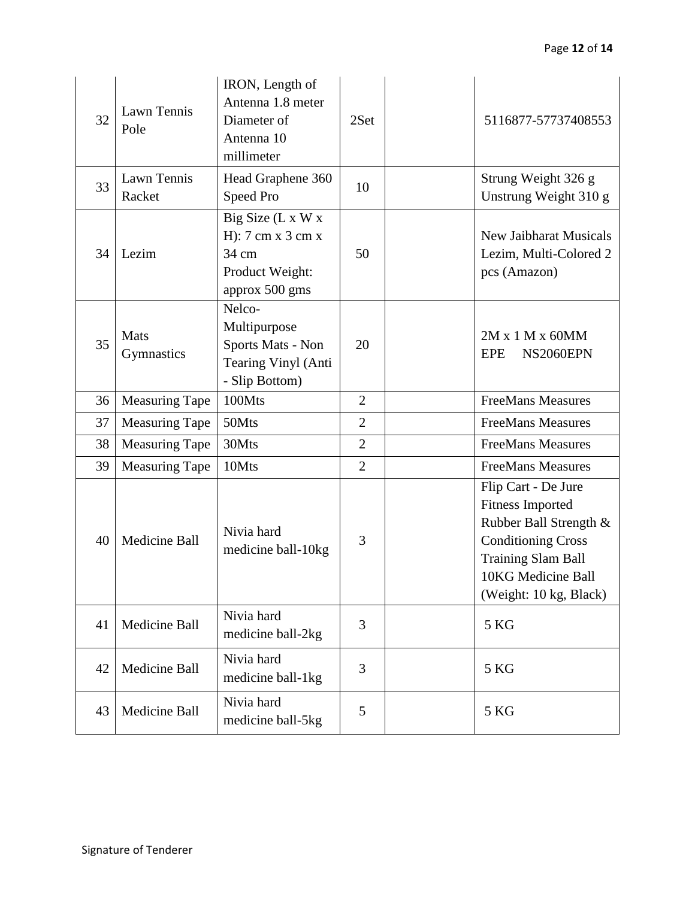| 32 | Lawn Tennis Pole | IRON, Length of Antenna 1.8 meter Diameter of Antenna 10 millimeter | 2Set | | 5116877-57737408553 |
|---|---|---|---|---|---|
| 33 | Lawn Tennis Racket | Head Graphene 360 Speed Pro | 10 | | Strung Weight 326 g Unstrung Weight 310 g |
| 34 | Lezim | Big Size (L x W x H): 7 cm x 3 cm x 34 cm Product Weight: approx 500 gms | 50 | | New Jaibharat Musicals Lezim, Multi-Colored 2 pcs (Amazon) |
| 35 | Mats Gymnastics | Nelco- Multipurpose Sports Mats - Non Tearing Vinyl (Anti - Slip Bottom) | 20 | | 2M x 1 M x 60MM EPE NS2060EPN |
| 36 | Measuring Tape | 100Mts | 2 | | FreeMans Measures |
| 37 | Measuring Tape | 50Mts | 2 | | FreeMans Measures |
| 38 | Measuring Tape | 30Mts | 2 | | FreeMans Measures |
| 39 | Measuring Tape | 10Mts | 2 | | FreeMans Measures |
| 40 | Medicine Ball | Nivia hard medicine ball-10kg | 3 | | Flip Cart - De Jure Fitness Imported Rubber Ball Strength & Conditioning Cross Training Slam Ball 10KG Medicine Ball (Weight: 10 kg, Black) |
| 41 | Medicine Ball | Nivia hard medicine ball-2kg | 3 | | 5 KG |
| 42 | Medicine Ball | Nivia hard medicine ball-1kg | 3 | | 5 KG |
| 43 | Medicine Ball | Nivia hard medicine ball-5kg | 5 | | 5 KG |

Signature of Tenderer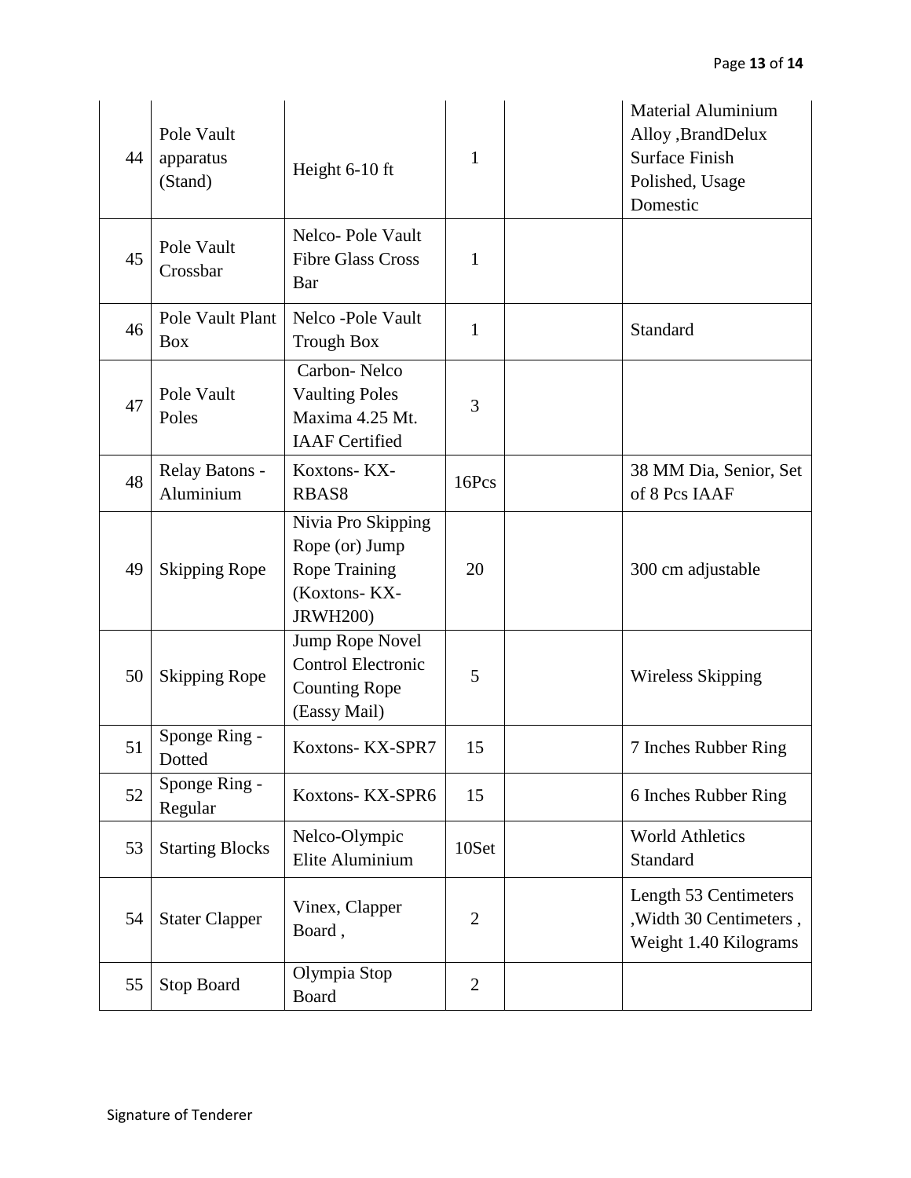| 44 | Pole Vault apparatus (Stand) | Height 6-10 ft | 1 | | Material Aluminium Alloy ,BrandDelux Surface Finish Polished, Usage Domestic |
|---|---|---|---|---|---|
| 45 | Pole Vault Crossbar | Nelco- Pole Vault Fibre Glass Cross Bar | 1 | | |
| 46 | Pole Vault Plant Box | Nelco -Pole Vault Trough Box | 1 | | Standard |
| 47 | Pole Vault Poles | Carbon- Nelco Vaulting Poles Maxima 4.25 Mt. IAAF Certified | 3 | | |
| 48 | Relay Batons - Aluminium | Koxtons- KX-RBAS8 | 16Pcs | | 38 MM Dia, Senior, Set of 8 Pcs IAAF |
| 49 | Skipping Rope | Nivia Pro Skipping Rope (or) Jump Rope Training (Koxtons- KX-JRWH200) | 20 | | 300 cm adjustable |
| 50 | Skipping Rope | Jump Rope Novel Control Electronic Counting Rope (Eassy Mail) | 5 | | Wireless Skipping |
| 51 | Sponge Ring - Dotted | Koxtons- KX-SPR7 | 15 | | 7 Inches Rubber Ring |
| 52 | Sponge Ring - Regular | Koxtons- KX-SPR6 | 15 | | 6 Inches Rubber Ring |
| 53 | Starting Blocks | Nelco-Olympic Elite Aluminium | 10Set | | World Athletics Standard |
| 54 | Stater Clapper | Vinex, Clapper Board , | 2 | | Length 53 Centimeters ,Width 30 Centimeters , Weight 1.40 Kilograms |
| 55 | Stop Board | Olympia Stop Board | 2 | | |

Signature of Tenderer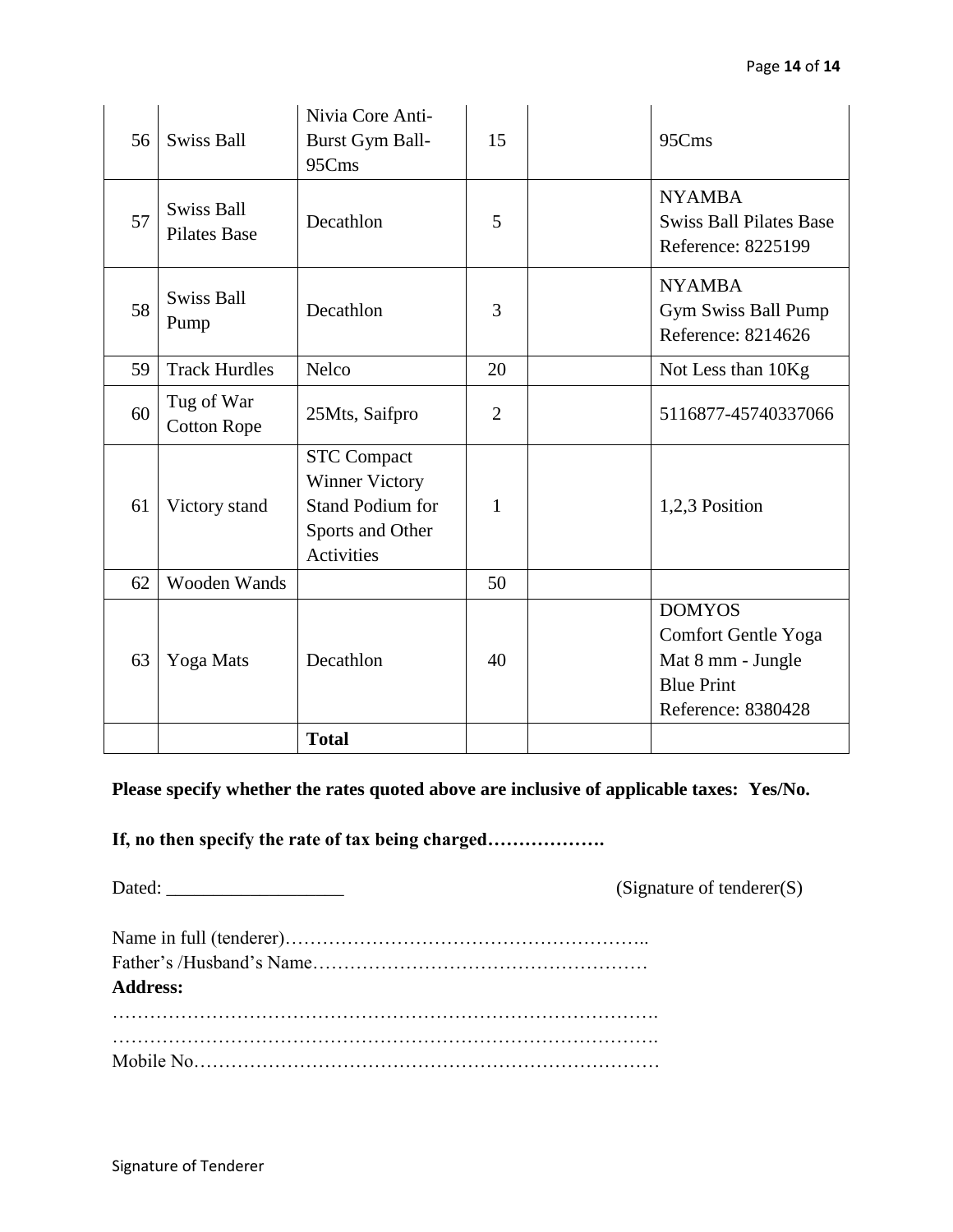| 56 | Swiss Ball | Nivia Core Anti-Burst Gym Ball-95Cms | 15 | | 95Cms |
|---|---|---|---|---|---|
| 57 | Swiss Ball Pilates Base | Decathlon | 5 | | NYAMBA Swiss Ball Pilates Base Reference: 8225199 |
| 58 | Swiss Ball Pump | Decathlon | 3 | | NYAMBA Gym Swiss Ball Pump Reference: 8214626 |
| 59 | Track Hurdles | Nelco | 20 | | Not Less than 10Kg |
| 60 | Tug of War Cotton Rope | 25Mts, Saifpro | 2 | | 5116877-45740337066 |
| 61 | Victory stand | STC Compact Winner Victory Stand Podium for Sports and Other Activities | 1 | | 1,2,3 Position |
| 62 | Wooden Wands | | 50 | | |
| 63 | Yoga Mats | Decathlon | 40 | | DOMYOS Comfort Gentle Yoga Mat 8 mm - Jungle Blue Print Reference: 8380428 |
| | | **Total** | | | |

**Please specify whether the rates quoted above are inclusive of applicable taxes: Yes/No.**

**If, no then specify the rate of tax being charged……………….**

Dated: ___________________ (Signature of tenderer(S)

Name in full (tenderer)…………………………………………………..
Father's /Husband's Name………………………………………………
**Address:**
…………………………………………………………………………….
…………………………………………………………………………….
Mobile No…………………………………………………………………

Signature of Tenderer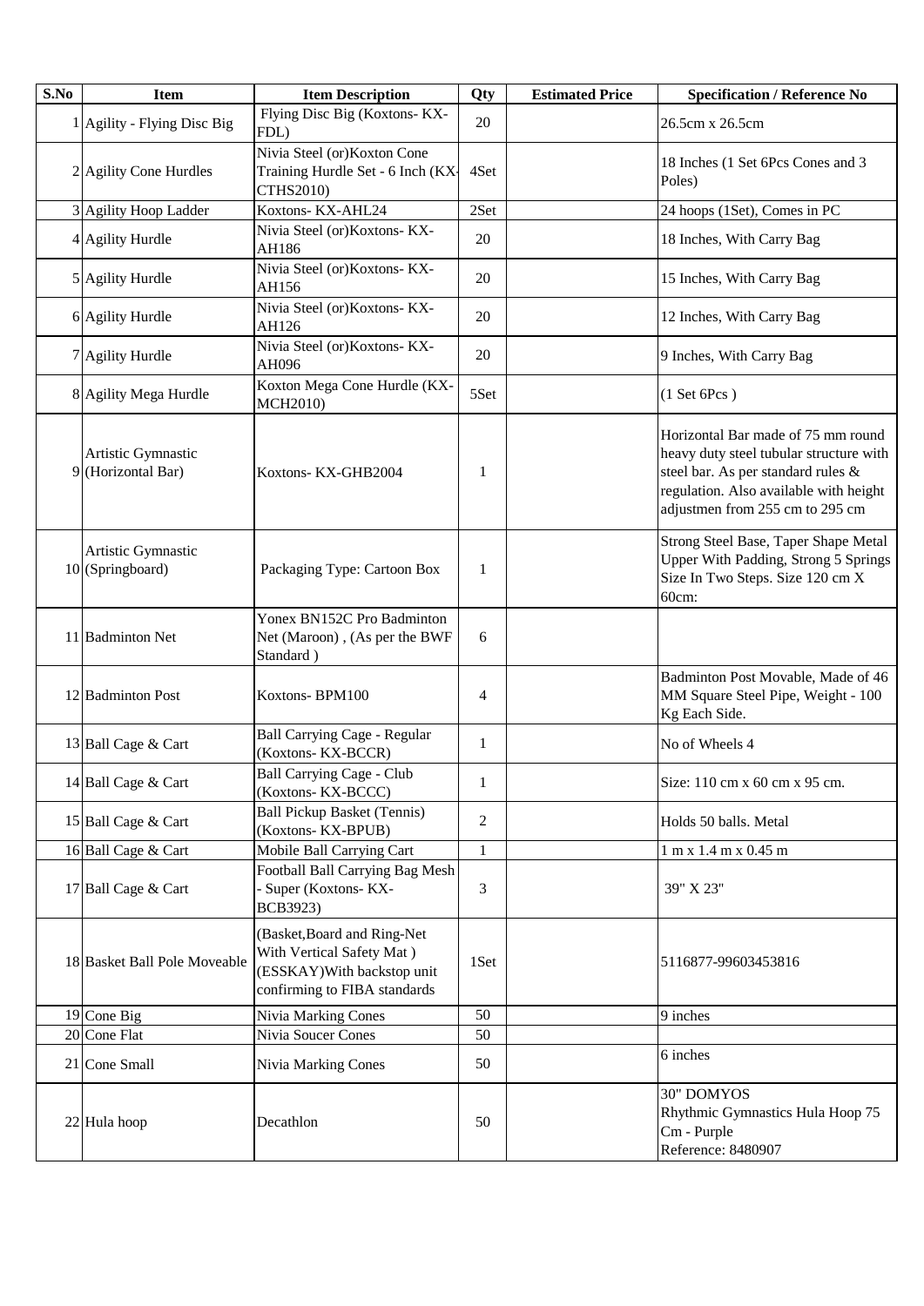| S.No | Item | Item Description | Qty | Estimated Price | Specification / Reference No |
|---|---|---|---|---|---|
| 1 | Agility - Flying Disc Big | Flying Disc Big (Koxtons- KX-FDL) | 20 | | 26.5cm x 26.5cm |
| 2 | Agility Cone Hurdles | Nivia Steel (or)Koxton Cone Training Hurdle Set - 6 Inch (KX-CTHS2010) | 4Set | | 18 Inches (1 Set 6Pcs Cones and 3 Poles) |
| 3 | Agility Hoop Ladder | Koxtons- KX-AHL24 | 2Set | | 24 hoops (1Set), Comes in PC |
| 4 | Agility Hurdle | Nivia Steel (or)Koxtons- KX-AH186 | 20 | | 18 Inches, With Carry Bag |
| 5 | Agility Hurdle | Nivia Steel (or)Koxtons- KX-AH156 | 20 | | 15 Inches, With Carry Bag |
| 6 | Agility Hurdle | Nivia Steel (or)Koxtons- KX-AH126 | 20 | | 12 Inches, With Carry Bag |
| 7 | Agility Hurdle | Nivia Steel (or)Koxtons- KX-AH096 | 20 | | 9 Inches, With Carry Bag |
| 8 | Agility Mega Hurdle | Koxton Mega Cone Hurdle (KX-MCH2010) | 5Set | | (1 Set 6Pcs ) |
| 9 | Artistic Gymnastic (Horizontal Bar) | Koxtons- KX-GHB2004 | 1 | | Horizontal Bar made of 75 mm round heavy duty steel tubular structure with steel bar. As per standard rules & regulation. Also available with height adjustmen from 255 cm to 295 cm |
| 10 | Artistic Gymnastic (Springboard) | Packaging Type: Cartoon Box | 1 | | Strong Steel Base, Taper Shape Metal Upper With Padding, Strong 5 Springs Size In Two Steps. Size 120 cm X 60cm: |
| 11 | Badminton Net | Yonex BN152C Pro Badminton Net (Maroon) , (As per the BWF Standard ) | 6 | | |
| 12 | Badminton Post | Koxtons- BPM100 | 4 | | Badminton Post Movable, Made of 46 MM Square Steel Pipe, Weight - 100 Kg Each Side. |
| 13 | Ball Cage & Cart | Ball Carrying Cage - Regular (Koxtons- KX-BCCR) | 1 | | No of Wheels 4 |
| 14 | Ball Cage & Cart | Ball Carrying Cage - Club (Koxtons- KX-BCCC) | 1 | | Size: 110 cm x 60 cm x 95 cm. |
| 15 | Ball Cage & Cart | Ball Pickup Basket (Tennis) (Koxtons- KX-BPUB) | 2 | | Holds 50 balls. Metal |
| 16 | Ball Cage & Cart | Mobile Ball Carrying Cart | 1 | | 1 m x 1.4 m x 0.45 m |
| 17 | Ball Cage & Cart | Football Ball Carrying Bag Mesh - Super (Koxtons- KX-BCB3923) | 3 | | 39" X 23" |
| 18 | Basket Ball Pole Moveable | (Basket,Board and Ring-Net With Vertical Safety Mat ) (ESSKAY)With backstop unit confirming to FIBA standards | 1Set | | 5116877-99603453816 |
| 19 | Cone Big | Nivia Marking Cones | 50 | | 9 inches |
| 20 | Cone Flat | Nivia Soucer Cones | 50 | | |
| 21 | Cone Small | Nivia Marking Cones | 50 | | 6 inches |
| 22 | Hula hoop | Decathlon | 50 | | 30" DOMYOS Rhythmic Gymnastics Hula Hoop 75 Cm - Purple Reference: 8480907 |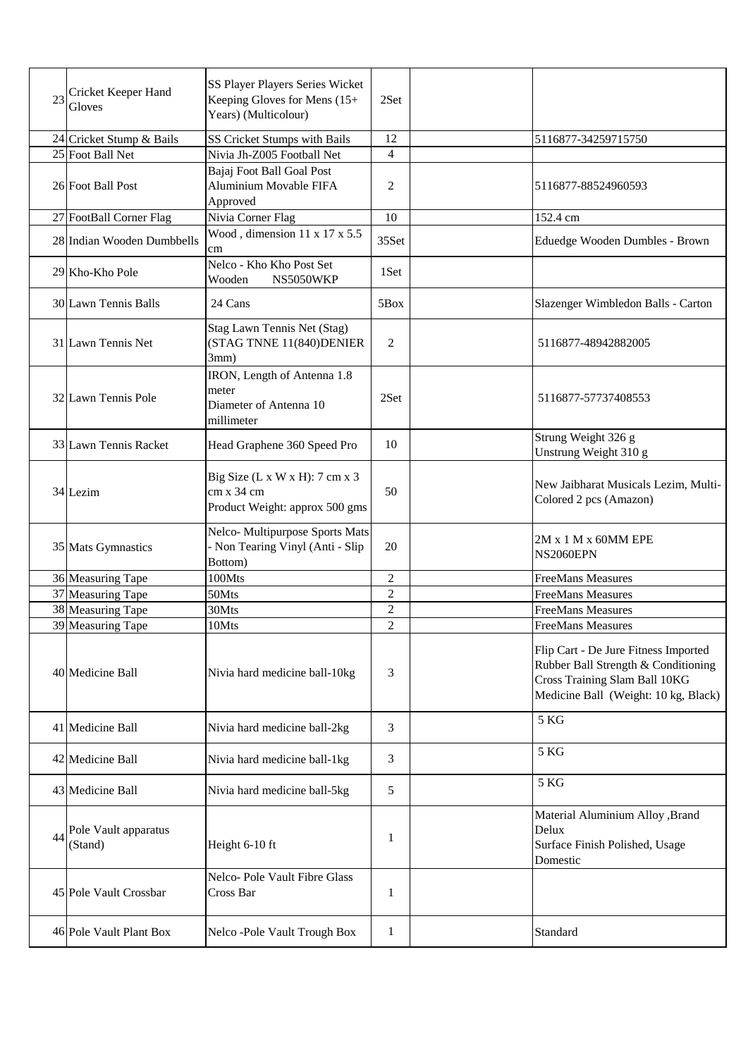| | | | | | |
|---|---|---|---|---|---|
| 23 | Cricket Keeper Hand Gloves | SS Player Players Series Wicket Keeping Gloves for Mens (15+ Years) (Multicolour) | 2Set | | |
| 24 | Cricket Stump & Bails | SS Cricket Stumps with Bails | 12 | | 5116877-34259715750 |
| 25 | Foot Ball Net | Nivia Jh-Z005 Football Net | 4 | | |
| 26 | Foot Ball Post | Bajaj Foot Ball Goal Post Aluminium Movable FIFA Approved | 2 | | 5116877-88524960593 |
| 27 | FootBall Corner Flag | Nivia Corner Flag | 10 | | 152.4 cm |
| 28 | Indian Wooden Dumbbells | Wood , dimension 11 x 17 x 5.5 cm | 35Set | | Eduedge Wooden Dumbles - Brown |
| 29 | Kho-Kho Pole | Nelco - Kho Kho Post Set Wooden NS5050WKP | 1Set | | |
| 30 | Lawn Tennis Balls | 24 Cans | 5Box | | Slazenger Wimbledon Balls - Carton |
| 31 | Lawn Tennis Net | Stag Lawn Tennis Net (Stag) (STAG TNNE 11(840)DENIER 3mm) | 2 | | 5116877-48942882005 |
| 32 | Lawn Tennis Pole | IRON, Length of Antenna 1.8 meter Diameter of Antenna 10 millimeter | 2Set | | 5116877-57737408553 |
| 33 | Lawn Tennis Racket | Head Graphene 360 Speed Pro | 10 | | Strung Weight 326 g Unstrung Weight 310 g |
| 34 | Lezim | Big Size (L x W x H): 7 cm x 3 cm x 34 cm Product Weight: approx 500 gms | 50 | | New Jaibharat Musicals Lezim, Multi-Colored 2 pcs (Amazon) |
| 35 | Mats Gymnastics | Nelco- Multipurpose Sports Mats - Non Tearing Vinyl (Anti - Slip Bottom) | 20 | | 2M x 1 M x 60MM EPE NS2060EPN |
| 36 | Measuring Tape | 100Mts | 2 | | FreeMans Measures |
| 37 | Measuring Tape | 50Mts | 2 | | FreeMans Measures |
| 38 | Measuring Tape | 30Mts | 2 | | FreeMans Measures |
| 39 | Measuring Tape | 10Mts | 2 | | FreeMans Measures |
| 40 | Medicine Ball | Nivia hard medicine ball-10kg | 3 | | Flip Cart - De Jure Fitness Imported Rubber Ball Strength & Conditioning Cross Training Slam Ball 10KG Medicine Ball (Weight: 10 kg, Black) |
| 41 | Medicine Ball | Nivia hard medicine ball-2kg | 3 | | 5 KG |
| 42 | Medicine Ball | Nivia hard medicine ball-1kg | 3 | | 5 KG |
| 43 | Medicine Ball | Nivia hard medicine ball-5kg | 5 | | 5 KG |
| 44 | Pole Vault apparatus (Stand) | Height 6-10 ft | 1 | | Material Aluminium Alloy ,Brand Delux Surface Finish Polished, Usage Domestic |
| 45 | Pole Vault Crossbar | Nelco- Pole Vault Fibre Glass Cross Bar | 1 | | |
| 46 | Pole Vault Plant Box | Nelco -Pole Vault Trough Box | 1 | | Standard |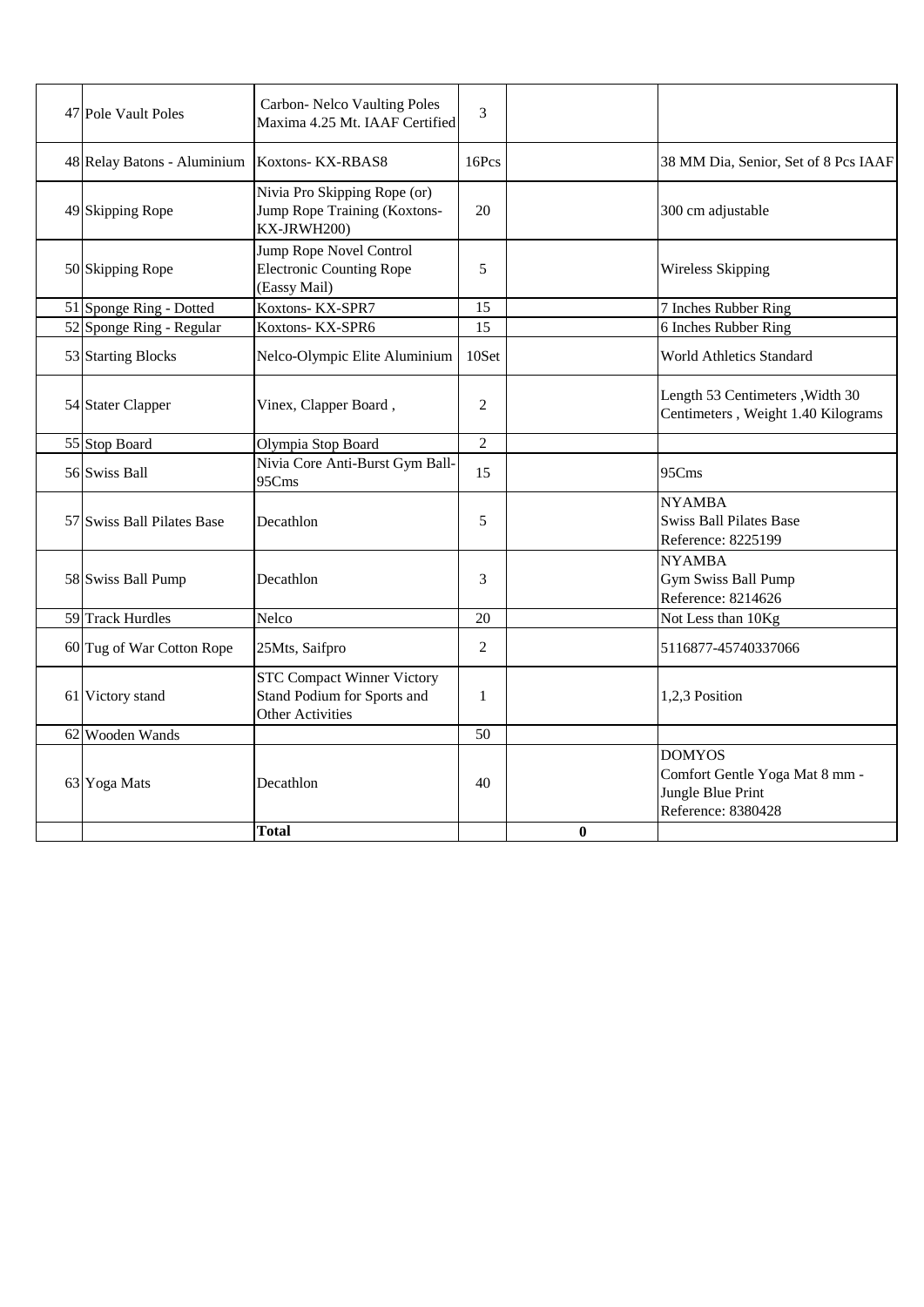| | | | | | |
|---|---|---|---|---|---|
| 47 | Pole Vault Poles | Carbon- Nelco Vaulting Poles Maxima 4.25 Mt. IAAF Certified | 3 | | |
| 48 | Relay Batons - Aluminium | Koxtons- KX-RBAS8 | 16Pcs | | 38 MM Dia, Senior, Set of 8 Pcs IAAF |
| 49 | Skipping Rope | Nivia Pro Skipping Rope (or) Jump Rope Training (Koxtons- KX-JRWH200) | 20 | | 300 cm adjustable |
| 50 | Skipping Rope | Jump Rope Novel Control Electronic Counting Rope (Eassy Mail) | 5 | | Wireless Skipping |
| 51 | Sponge Ring - Dotted | Koxtons- KX-SPR7 | 15 | | 7 Inches Rubber Ring |
| 52 | Sponge Ring - Regular | Koxtons- KX-SPR6 | 15 | | 6 Inches Rubber Ring |
| 53 | Starting Blocks | Nelco-Olympic Elite Aluminium | 10Set | | World Athletics Standard |
| 54 | Stater Clapper | Vinex, Clapper Board , | 2 | | Length 53 Centimeters ,Width 30 Centimeters , Weight 1.40 Kilograms |
| 55 | Stop Board | Olympia Stop Board | 2 | | |
| 56 | Swiss Ball | Nivia Core Anti-Burst Gym Ball- 95Cms | 15 | | 95Cms |
| 57 | Swiss Ball Pilates Base | Decathlon | 5 | | NYAMBA Swiss Ball Pilates Base Reference: 8225199 |
| 58 | Swiss Ball Pump | Decathlon | 3 | | NYAMBA Gym Swiss Ball Pump Reference: 8214626 |
| 59 | Track Hurdles | Nelco | 20 | | Not Less than 10Kg |
| 60 | Tug of War Cotton Rope | 25Mts, Saifpro | 2 | | 5116877-45740337066 |
| 61 | Victory stand | STC Compact Winner Victory Stand Podium for Sports and Other Activities | 1 | | 1,2,3 Position |
| 62 | Wooden Wands | | 50 | | |
| 63 | Yoga Mats | Decathlon | 40 | | DOMYOS Comfort Gentle Yoga Mat 8 mm - Jungle Blue Print Reference: 8380428 |
| | | **Total** | | **0** | |